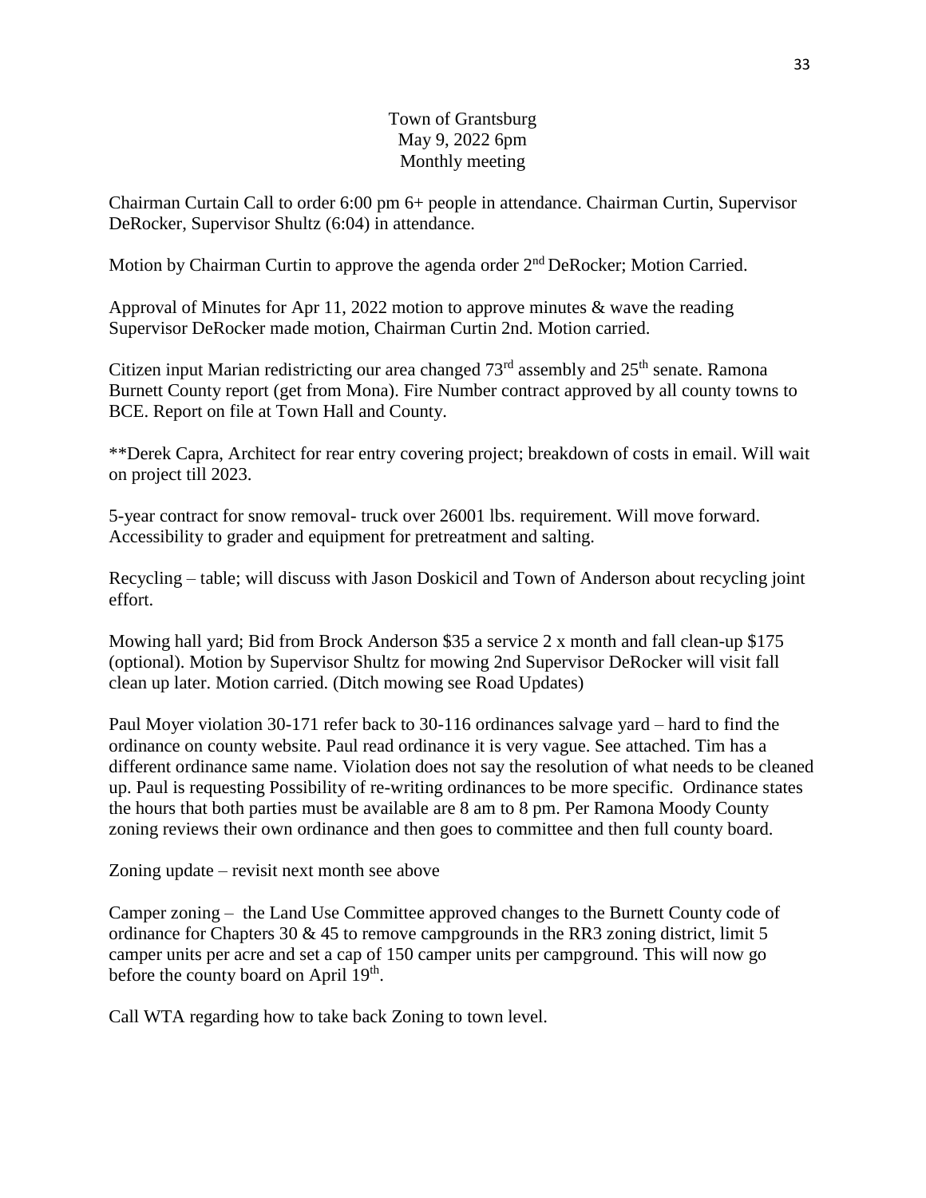Town of Grantsburg
May 9, 2022 6pm
Monthly meeting

Chairman Curtain Call to order 6:00 pm 6+ people in attendance. Chairman Curtin, Supervisor DeRocker, Supervisor Shultz (6:04) in attendance.

Motion by Chairman Curtin to approve the agenda order 2nd DeRocker; Motion Carried.

Approval of Minutes for Apr 11, 2022 motion to approve minutes & wave the reading Supervisor DeRocker made motion, Chairman Curtin 2nd. Motion carried.

Citizen input Marian redistricting our area changed 73rd assembly and 25th senate. Ramona Burnett County report (get from Mona). Fire Number contract approved by all county towns to BCE. Report on file at Town Hall and County.

**Derek Capra, Architect for rear entry covering project; breakdown of costs in email. Will wait on project till 2023.

5-year contract for snow removal- truck over 26001 lbs. requirement. Will move forward. Accessibility to grader and equipment for pretreatment and salting.

Recycling – table; will discuss with Jason Doskicil and Town of Anderson about recycling joint effort.

Mowing hall yard; Bid from Brock Anderson $35 a service 2 x month and fall clean-up $175 (optional). Motion by Supervisor Shultz for mowing 2nd Supervisor DeRocker will visit fall clean up later. Motion carried. (Ditch mowing see Road Updates)

Paul Moyer violation 30-171 refer back to 30-116 ordinances salvage yard – hard to find the ordinance on county website. Paul read ordinance it is very vague. See attached. Tim has a different ordinance same name. Violation does not say the resolution of what needs to be cleaned up. Paul is requesting Possibility of re-writing ordinances to be more specific. Ordinance states the hours that both parties must be available are 8 am to 8 pm. Per Ramona Moody County zoning reviews their own ordinance and then goes to committee and then full county board.

Zoning update – revisit next month see above

Camper zoning – the Land Use Committee approved changes to the Burnett County code of ordinance for Chapters 30 & 45 to remove campgrounds in the RR3 zoning district, limit 5 camper units per acre and set a cap of 150 camper units per campground. This will now go before the county board on April 19th.

Call WTA regarding how to take back Zoning to town level.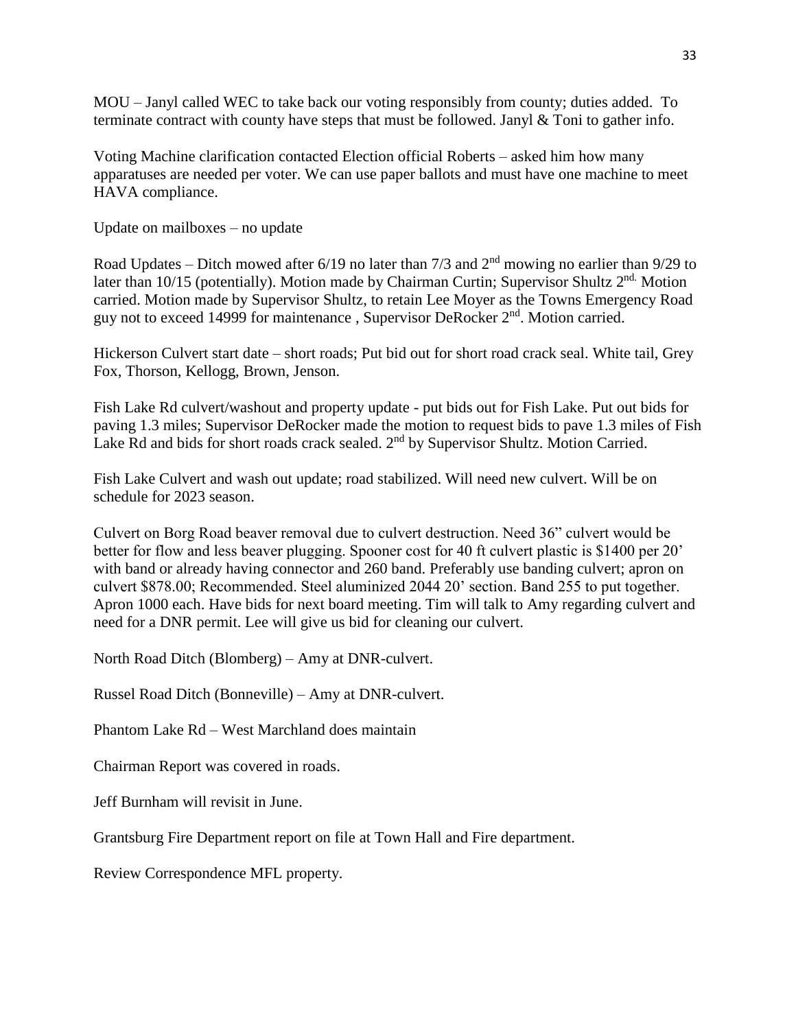MOU – Janyl called WEC to take back our voting responsibly from county; duties added. To terminate contract with county have steps that must be followed. Janyl & Toni to gather info.

Voting Machine clarification contacted Election official Roberts – asked him how many apparatuses are needed per voter. We can use paper ballots and must have one machine to meet HAVA compliance.

Update on mailboxes – no update

Road Updates – Ditch mowed after 6/19 no later than 7/3 and 2nd mowing no earlier than 9/29 to later than 10/15 (potentially). Motion made by Chairman Curtin; Supervisor Shultz 2nd. Motion carried. Motion made by Supervisor Shultz, to retain Lee Moyer as the Towns Emergency Road guy not to exceed 14999 for maintenance , Supervisor DeRocker 2nd. Motion carried.

Hickerson Culvert start date – short roads; Put bid out for short road crack seal. White tail, Grey Fox, Thorson, Kellogg, Brown, Jenson.

Fish Lake Rd culvert/washout and property update - put bids out for Fish Lake. Put out bids for paving 1.3 miles; Supervisor DeRocker made the motion to request bids to pave 1.3 miles of Fish Lake Rd and bids for short roads crack sealed. 2nd by Supervisor Shultz. Motion Carried.

Fish Lake Culvert and wash out update; road stabilized. Will need new culvert. Will be on schedule for 2023 season.

Culvert on Borg Road beaver removal due to culvert destruction. Need 36" culvert would be better for flow and less beaver plugging. Spooner cost for 40 ft culvert plastic is $1400 per 20' with band or already having connector and 260 band. Preferably use banding culvert; apron on culvert $878.00; Recommended. Steel aluminized 2044 20' section. Band 255 to put together. Apron 1000 each. Have bids for next board meeting. Tim will talk to Amy regarding culvert and need for a DNR permit. Lee will give us bid for cleaning our culvert.

North Road Ditch (Blomberg) – Amy at DNR-culvert.

Russel Road Ditch (Bonneville) – Amy at DNR-culvert.

Phantom Lake Rd – West Marchland does maintain

Chairman Report was covered in roads.

Jeff Burnham will revisit in June.

Grantsburg Fire Department report on file at Town Hall and Fire department.

Review Correspondence MFL property.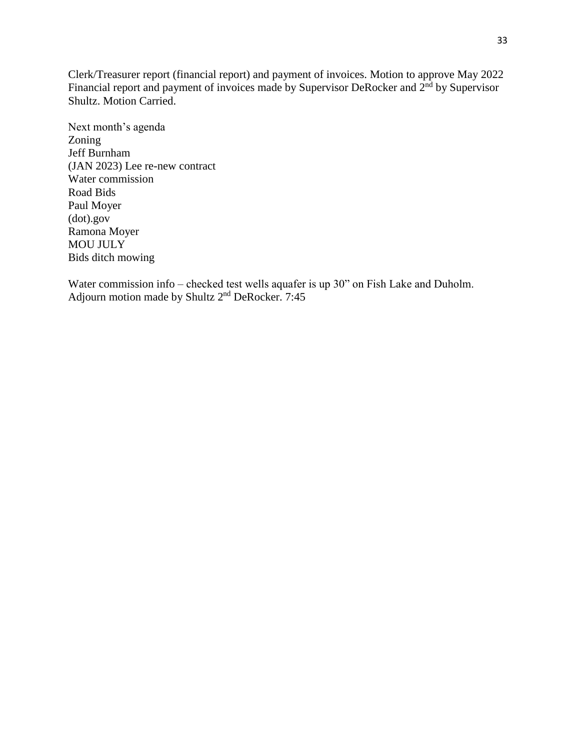Clerk/Treasurer report (financial report) and payment of invoices. Motion to approve May 2022 Financial report and payment of invoices made by Supervisor DeRocker and 2nd by Supervisor Shultz. Motion Carried.

Next month's agenda
Zoning
Jeff Burnham
(JAN 2023) Lee re-new contract
Water commission
Road Bids
Paul Moyer
(dot).gov
Ramona Moyer
MOU JULY
Bids ditch mowing

Water commission info – checked test wells aquafer is up 30" on Fish Lake and Duholm.
Adjourn motion made by Shultz 2nd DeRocker. 7:45